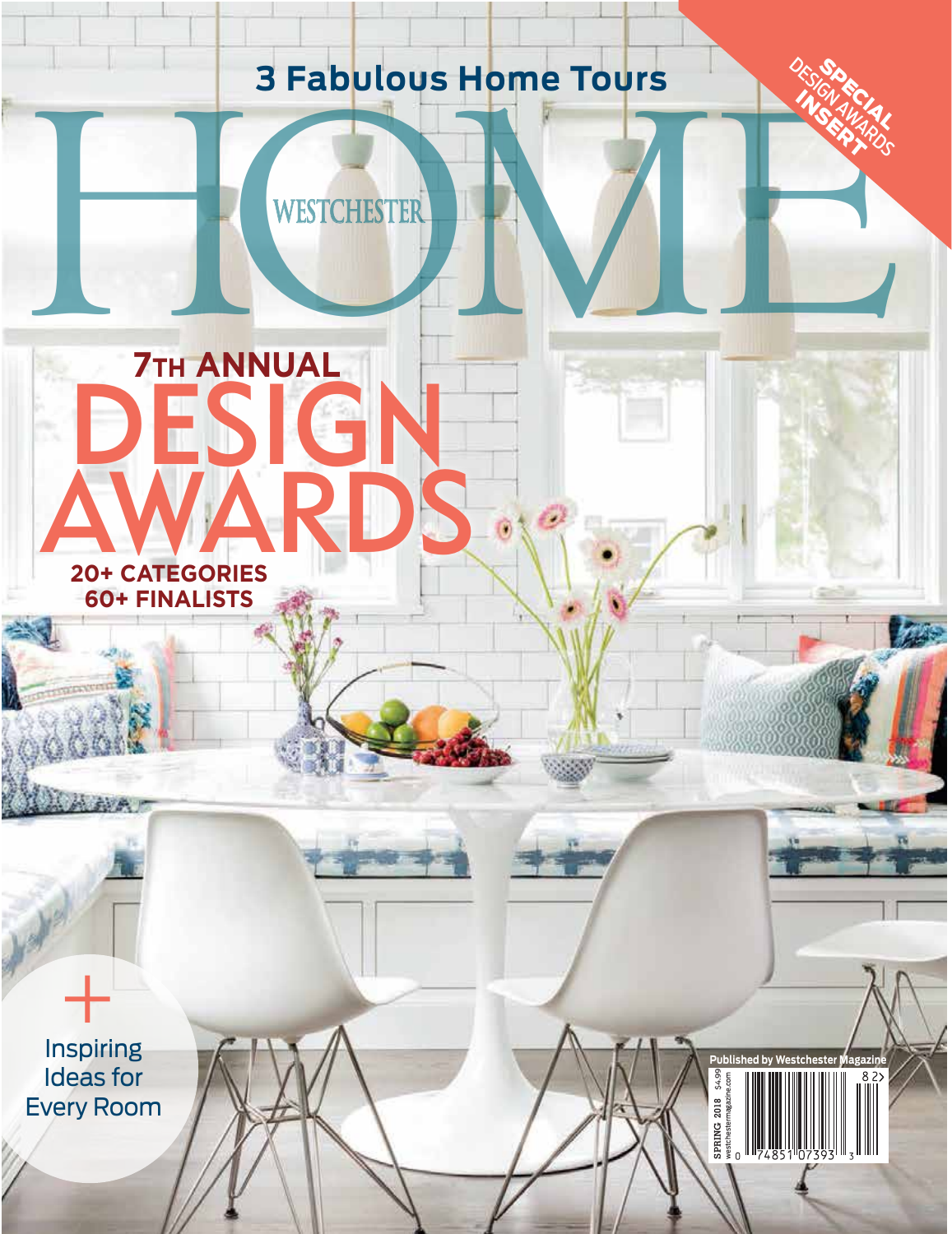3 Fabulous Home Tours

# WESTCHESTER HOME

SPECIAL DESIGN AWARDS INSERT

## 7TH ANNUAL DESIGN AWARDS

**20+ CATEGORIES**
**60+ FINALISTS**

+ Inspiring Ideas for Every Room

Published by Westchester Magazine

SPRING 2018 $4.99
westchestermagazine.com

0 74851 07393 3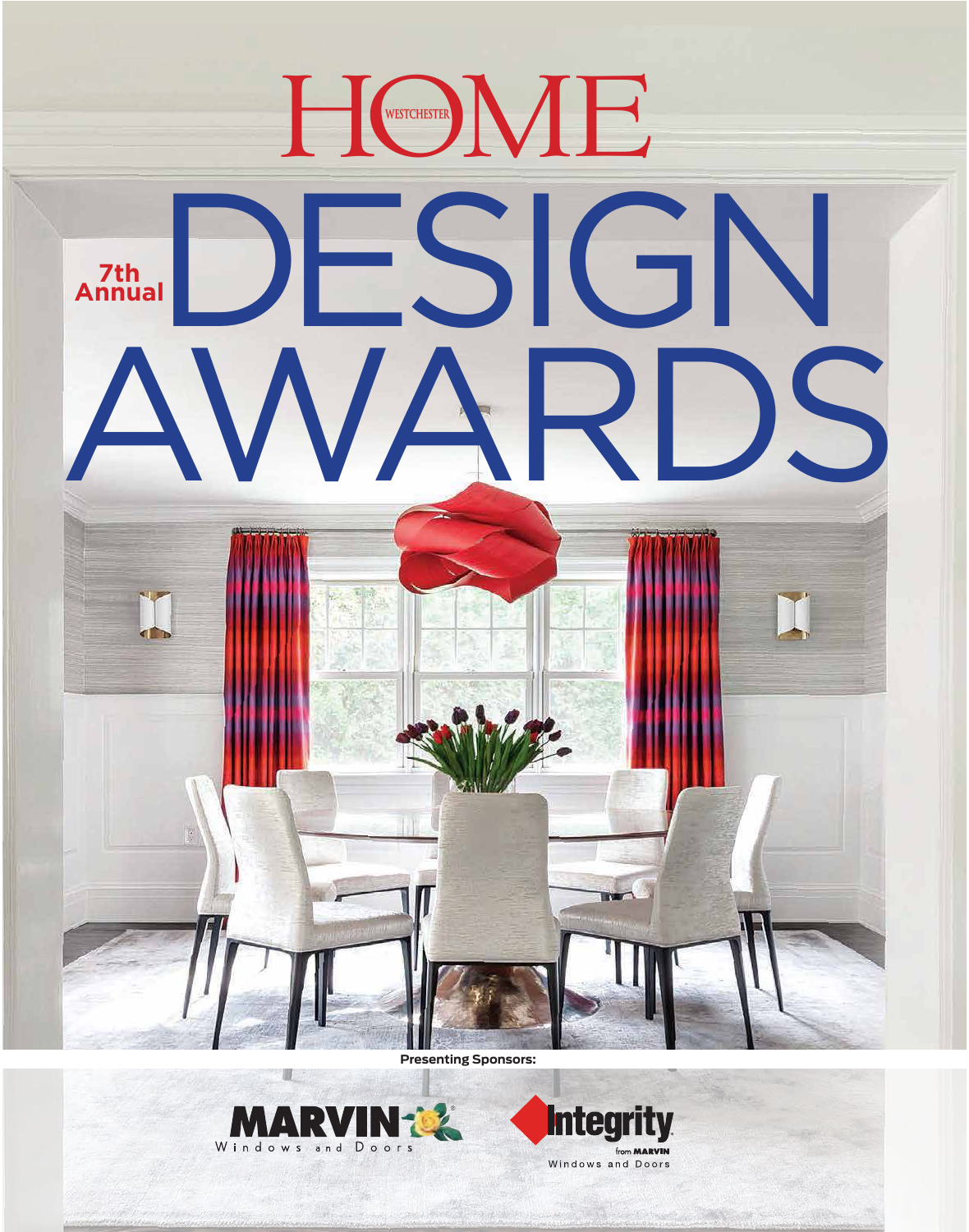# WESTCHESTER HOME

# 7th Annual DESIGN AWARDS

Presenting Sponsors:

MARVIN Windows and Doors

Integrity from MARVIN Windows and Doors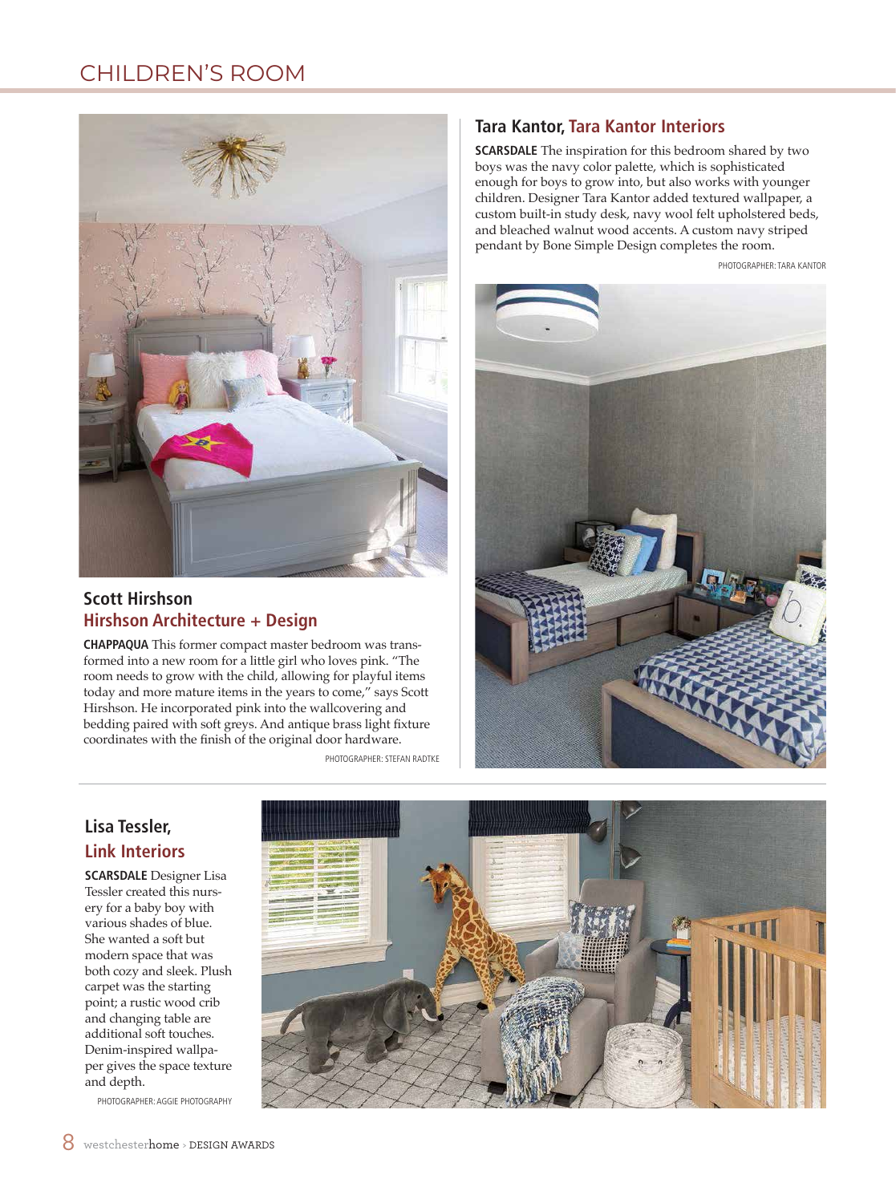# CHILDREN'S ROOM

## Scott Hirshson
## Hirshson Architecture + Design

**CHAPPAQUA** This former compact master bedroom was transformed into a new room for a little girl who loves pink. "The room needs to grow with the child, allowing for playful items today and more mature items in the years to come," says Scott Hirshson. He incorporated pink into the wallcovering and bedding paired with soft greys. And antique brass light fixture coordinates with the finish of the original door hardware.

PHOTOGRAPHER: STEFAN RADTKE

## Tara Kantor, Tara Kantor Interiors

**SCARSDALE** The inspiration for this bedroom shared by two boys was the navy color palette, which is sophisticated enough for boys to grow into, but also works with younger children. Designer Tara Kantor added textured wallpaper, a custom built-in study desk, navy wool felt upholstered beds, and bleached walnut wood accents. A custom navy striped pendant by Bone Simple Design completes the room.

PHOTOGRAPHER: TARA KANTOR

## Lisa Tessler, Link Interiors

**SCARSDALE** Designer Lisa Tessler created this nursery for a baby boy with various shades of blue. She wanted a soft but modern space that was both cozy and sleek. Plush carpet was the starting point; a rustic wood crib and changing table are additional soft touches. Denim-inspired wallpaper gives the space texture and depth.

PHOTOGRAPHER: AGGIE PHOTOGRAPHY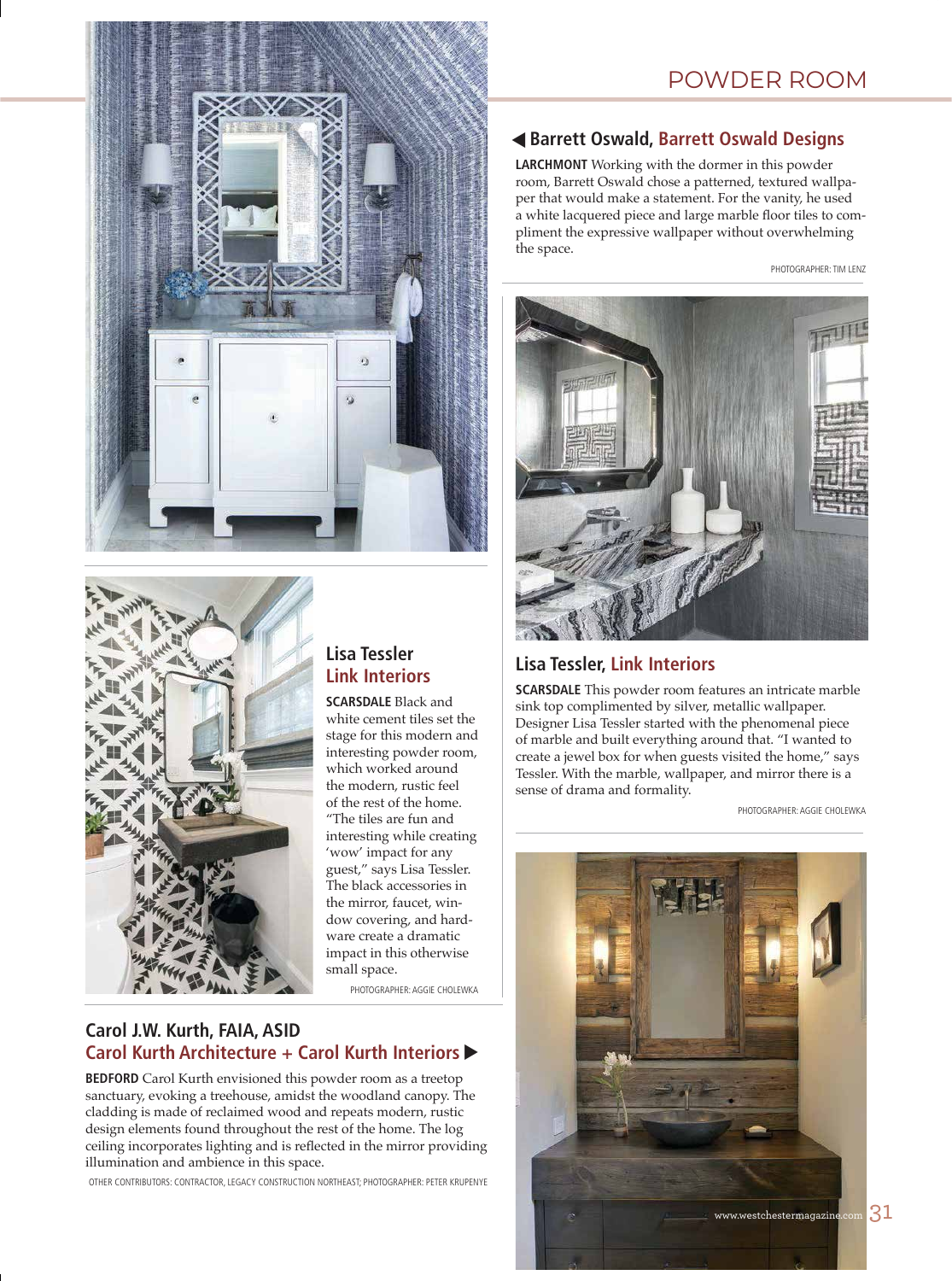# POWDER ROOM

## ◀ Barrett Oswald, Barrett Oswald Designs

**LARCHMONT** Working with the dormer in this powder room, Barrett Oswald chose a patterned, textured wallpaper that would make a statement. For the vanity, he used a white lacquered piece and large marble floor tiles to compliment the expressive wallpaper without overwhelming the space.

PHOTOGRAPHER: TIM LENZ

## Lisa Tessler Link Interiors

**SCARSDALE** Black and white cement tiles set the stage for this modern and interesting powder room, which worked around the modern, rustic feel of the rest of the home. "The tiles are fun and interesting while creating 'wow' impact for any guest," says Lisa Tessler. The black accessories in the mirror, faucet, window covering, and hardware create a dramatic impact in this otherwise small space.

PHOTOGRAPHER: AGGIE CHOLEWKA

## Lisa Tessler, Link Interiors

**SCARSDALE** This powder room features an intricate marble sink top complimented by silver, metallic wallpaper. Designer Lisa Tessler started with the phenomenal piece of marble and built everything around that. "I wanted to create a jewel box for when guests visited the home," says Tessler. With the marble, wallpaper, and mirror there is a sense of drama and formality.

PHOTOGRAPHER: AGGIE CHOLEWKA

## Carol J.W. Kurth, FAIA, ASID Carol Kurth Architecture + Carol Kurth Interiors ▶

**BEDFORD** Carol Kurth envisioned this powder room as a treetop sanctuary, evoking a treehouse, amidst the woodland canopy. The cladding is made of reclaimed wood and repeats modern, rustic design elements found throughout the rest of the home. The log ceiling incorporates lighting and is reflected in the mirror providing illumination and ambience in this space.

OTHER CONTRIBUTORS: CONTRACTOR, LEGACY CONSTRUCTION NORTHEAST; PHOTOGRAPHER: PETER KRUPENYE